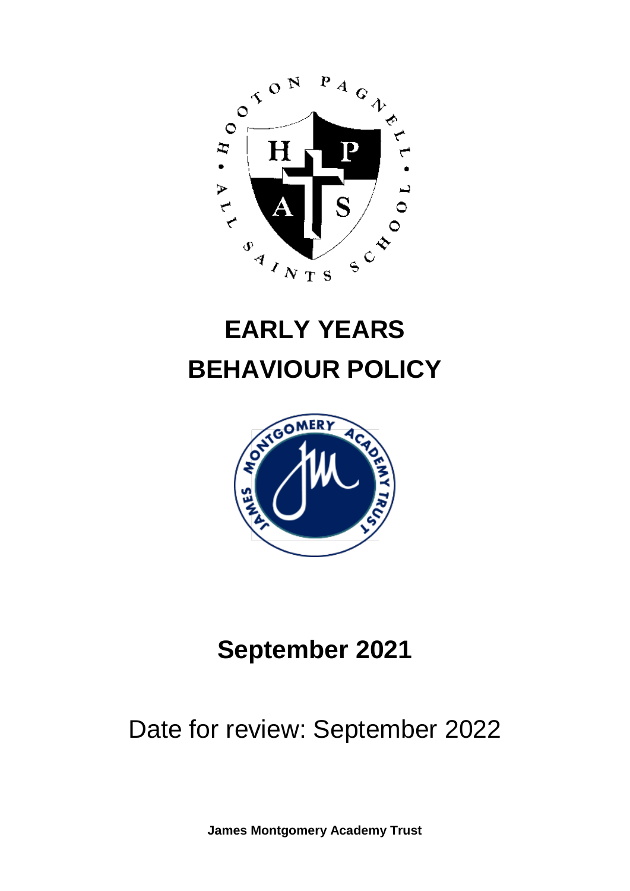# EARLY YEARS BEHAVIOUR POLICY

## September 2021

Date for review: September 2022

**James Montgomery Academy Trust**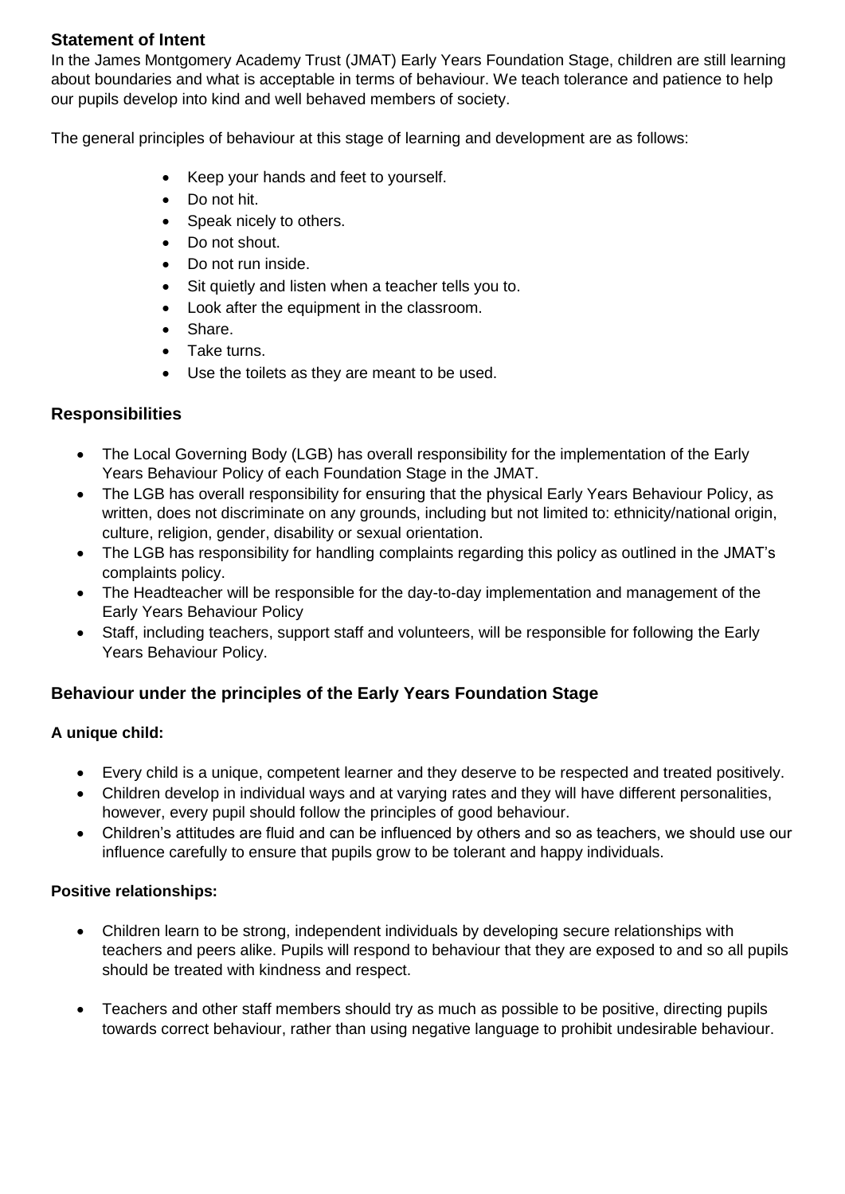## Statement of Intent

In the James Montgomery Academy Trust (JMAT) Early Years Foundation Stage, children are still learning about boundaries and what is acceptable in terms of behaviour. We teach tolerance and patience to help our pupils develop into kind and well behaved members of society.

The general principles of behaviour at this stage of learning and development are as follows:

- Keep your hands and feet to yourself.
- Do not hit.
- Speak nicely to others.
- Do not shout.
- Do not run inside.
- Sit quietly and listen when a teacher tells you to.
- Look after the equipment in the classroom.
- Share.
- Take turns.
- Use the toilets as they are meant to be used.

## Responsibilities

- The Local Governing Body (LGB) has overall responsibility for the implementation of the Early Years Behaviour Policy of each Foundation Stage in the JMAT.
- The LGB has overall responsibility for ensuring that the physical Early Years Behaviour Policy, as written, does not discriminate on any grounds, including but not limited to: ethnicity/national origin, culture, religion, gender, disability or sexual orientation.
- The LGB has responsibility for handling complaints regarding this policy as outlined in the JMAT's complaints policy.
- The Headteacher will be responsible for the day-to-day implementation and management of the Early Years Behaviour Policy
- Staff, including teachers, support staff and volunteers, will be responsible for following the Early Years Behaviour Policy.

## Behaviour under the principles of the Early Years Foundation Stage

### A unique child:

- Every child is a unique, competent learner and they deserve to be respected and treated positively.
- Children develop in individual ways and at varying rates and they will have different personalities, however, every pupil should follow the principles of good behaviour.
- Children's attitudes are fluid and can be influenced by others and so as teachers, we should use our influence carefully to ensure that pupils grow to be tolerant and happy individuals.

### Positive relationships:

- Children learn to be strong, independent individuals by developing secure relationships with teachers and peers alike. Pupils will respond to behaviour that they are exposed to and so all pupils should be treated with kindness and respect.
- Teachers and other staff members should try as much as possible to be positive, directing pupils towards correct behaviour, rather than using negative language to prohibit undesirable behaviour.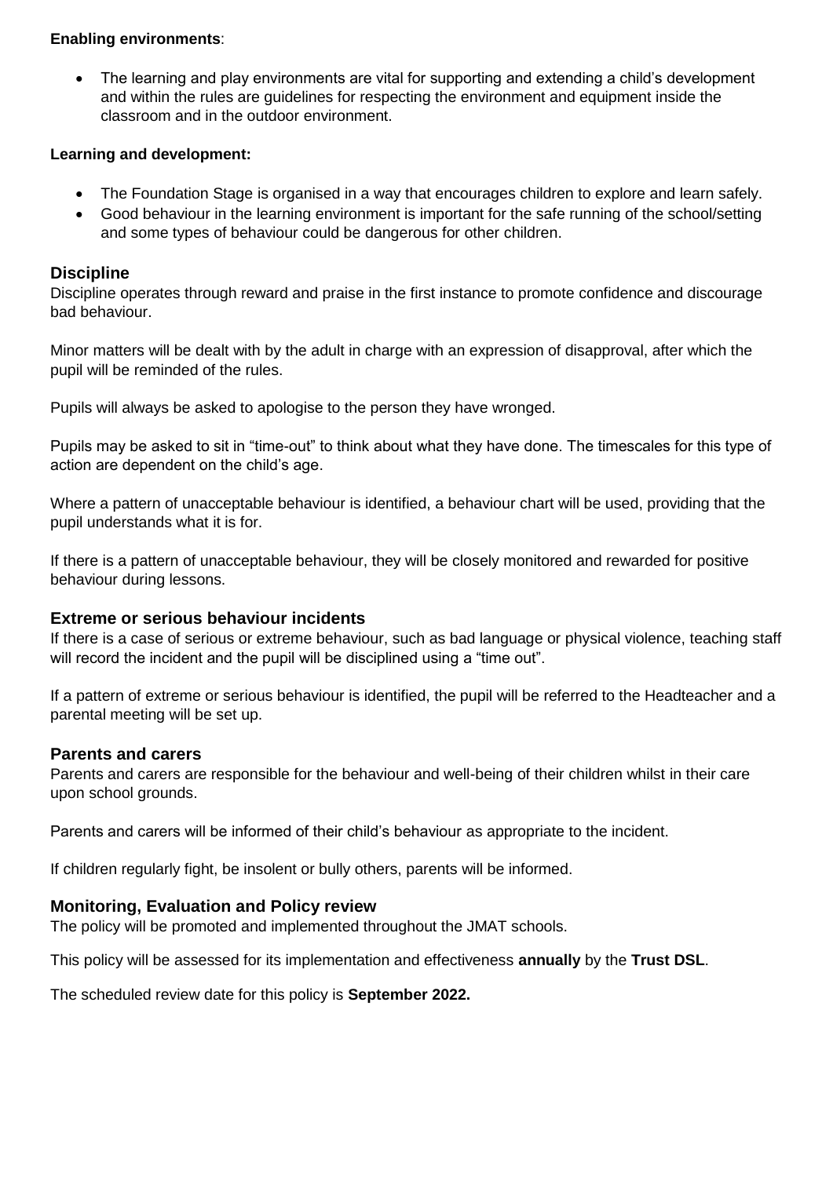**Enabling environments**:

- The learning and play environments are vital for supporting and extending a child's development and within the rules are guidelines for respecting the environment and equipment inside the classroom and in the outdoor environment.

**Learning and development:**

- The Foundation Stage is organised in a way that encourages children to explore and learn safely.
- Good behaviour in the learning environment is important for the safe running of the school/setting and some types of behaviour could be dangerous for other children.

## Discipline

Discipline operates through reward and praise in the first instance to promote confidence and discourage bad behaviour.

Minor matters will be dealt with by the adult in charge with an expression of disapproval, after which the pupil will be reminded of the rules.

Pupils will always be asked to apologise to the person they have wronged.

Pupils may be asked to sit in "time-out" to think about what they have done. The timescales for this type of action are dependent on the child's age.

Where a pattern of unacceptable behaviour is identified, a behaviour chart will be used, providing that the pupil understands what it is for.

If there is a pattern of unacceptable behaviour, they will be closely monitored and rewarded for positive behaviour during lessons.

## Extreme or serious behaviour incidents

If there is a case of serious or extreme behaviour, such as bad language or physical violence, teaching staff will record the incident and the pupil will be disciplined using a "time out".

If a pattern of extreme or serious behaviour is identified, the pupil will be referred to the Headteacher and a parental meeting will be set up.

## Parents and carers

Parents and carers are responsible for the behaviour and well-being of their children whilst in their care upon school grounds.

Parents and carers will be informed of their child's behaviour as appropriate to the incident.

If children regularly fight, be insolent or bully others, parents will be informed.

## Monitoring, Evaluation and Policy review

The policy will be promoted and implemented throughout the JMAT schools.

This policy will be assessed for its implementation and effectiveness **annually** by the **Trust DSL**.

The scheduled review date for this policy is **September 2022.**